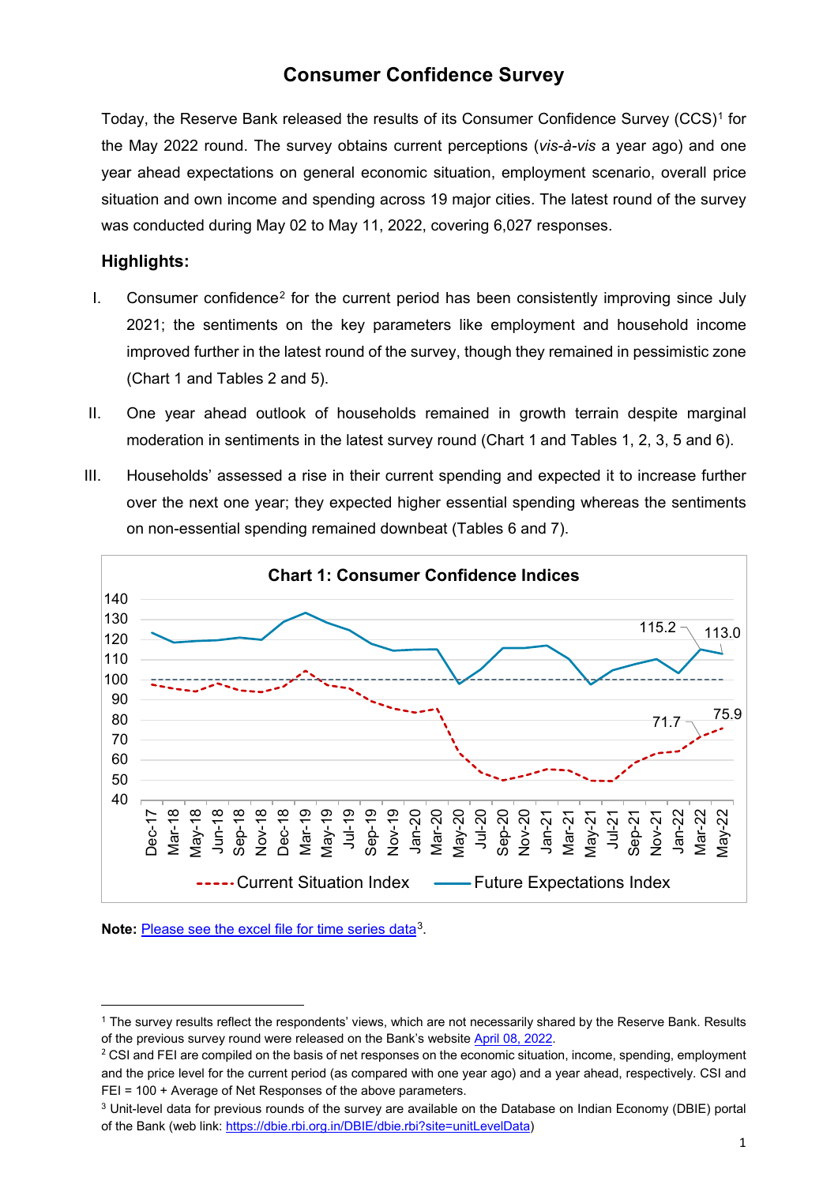# Consumer Confidence Survey

Today, the Reserve Bank released the results of its Consumer Confidence Survey (CCS)[1] for the May 2022 round. The survey obtains current perceptions (*vis-à-vis* a year ago) and one year ahead expectations on general economic situation, employment scenario, overall price situation and own income and spending across 19 major cities. The latest round of the survey was conducted during May 02 to May 11, 2022, covering 6,027 responses.

## Highlights:

I. Consumer confidence[2] for the current period has been consistently improving since July 2021; the sentiments on the key parameters like employment and household income improved further in the latest round of the survey, though they remained in pessimistic zone (Chart 1 and Tables 2 and 5).

II. One year ahead outlook of households remained in growth terrain despite marginal moderation in sentiments in the latest survey round (Chart 1 and Tables 1, 2, 3, 5 and 6).

III. Households' assessed a rise in their current spending and expected it to increase further over the next one year; they expected higher essential spending whereas the sentiments on non-essential spending remained downbeat (Tables 6 and 7).

**Chart 1: Consumer Confidence Indices**

140
130
120
110
100
90
80
70
60
50
40

115.2
113.0
71.7
75.9

Dec-17, Mar-18, May-18, Jun-18, Sep-18, Nov-18, Dec-18, Mar-19, May-19, Jul-19, Sep-19, Nov-19, Jan-20, Mar-20, May-20, Jul-20, Sep-20, Nov-20, Jan-21, Mar-21, May-21, Jul-21, Sep-21, Nov-21, Jan-22, Mar-22, May-22

Current Situation Index
Future Expectations Index

**Note:** Please see the excel file for time series data[3].

---

[1] The survey results reflect the respondents' views, which are not necessarily shared by the Reserve Bank. Results of the previous survey round were released on the Bank's website April 08, 2022.

[2] CSI and FEI are compiled on the basis of net responses on the economic situation, income, spending, employment and the price level for the current period (as compared with one year ago) and a year ahead, respectively. CSI and FEI = 100 + Average of Net Responses of the above parameters.

[3] Unit-level data for previous rounds of the survey are available on the Database on Indian Economy (DBIE) portal of the Bank (web link: https://dbie.rbi.org.in/DBIE/dbie.rbi?site=unitLevelData)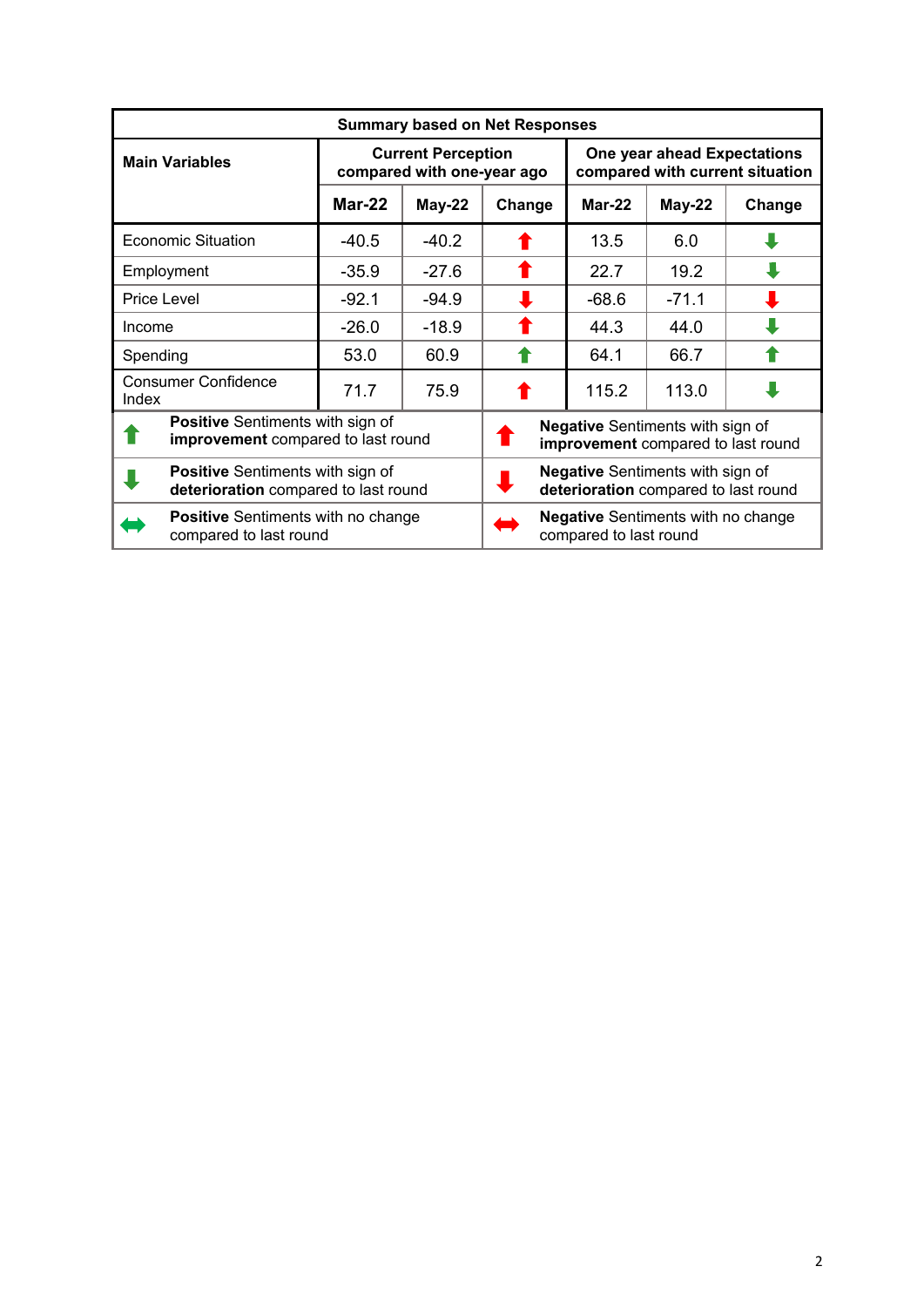| Summary based on Net Responses | | | | | | |
|---|---|---|---|---|---|---|
| **Main Variables** | **Current Perception compared with one-year ago** | | | **One year ahead Expectations compared with current situation** | | |
| | **Mar-22** | **May-22** | **Change** | **Mar-22** | **May-22** | **Change** |
| Economic Situation | -40.5 | -40.2 | ⬆ (red) | 13.5 | 6.0 | ⬇ (green) |
| Employment | -35.9 | -27.6 | ⬆ (red) | 22.7 | 19.2 | ⬇ (green) |
| Price Level | -92.1 | -94.9 | ⬇ (red) | -68.6 | -71.1 | ⬇ (red) |
| Income | -26.0 | -18.9 | ⬆ (red) | 44.3 | 44.0 | ⬇ (green) |
| Spending | 53.0 | 60.9 | ⬆ (green) | 64.1 | 66.7 | ⬆ (green) |
| Consumer Confidence Index | 71.7 | 75.9 | ⬆ (red) | 115.2 | 113.0 | ⬇ (green) |

| | | | |
|---|---|---|---|
| ⬆ (green) | **Positive** Sentiments with sign of **improvement** compared to last round | ⬆ (red) | **Negative** Sentiments with sign of **improvement** compared to last round |
| ⬇ (green) | **Positive** Sentiments with sign of **deterioration** compared to last round | ⬇ (red) | **Negative** Sentiments with sign of **deterioration** compared to last round |
| ⬌ (green) | **Positive** Sentiments with no change compared to last round | ⬌ (red) | **Negative** Sentiments with no change compared to last round |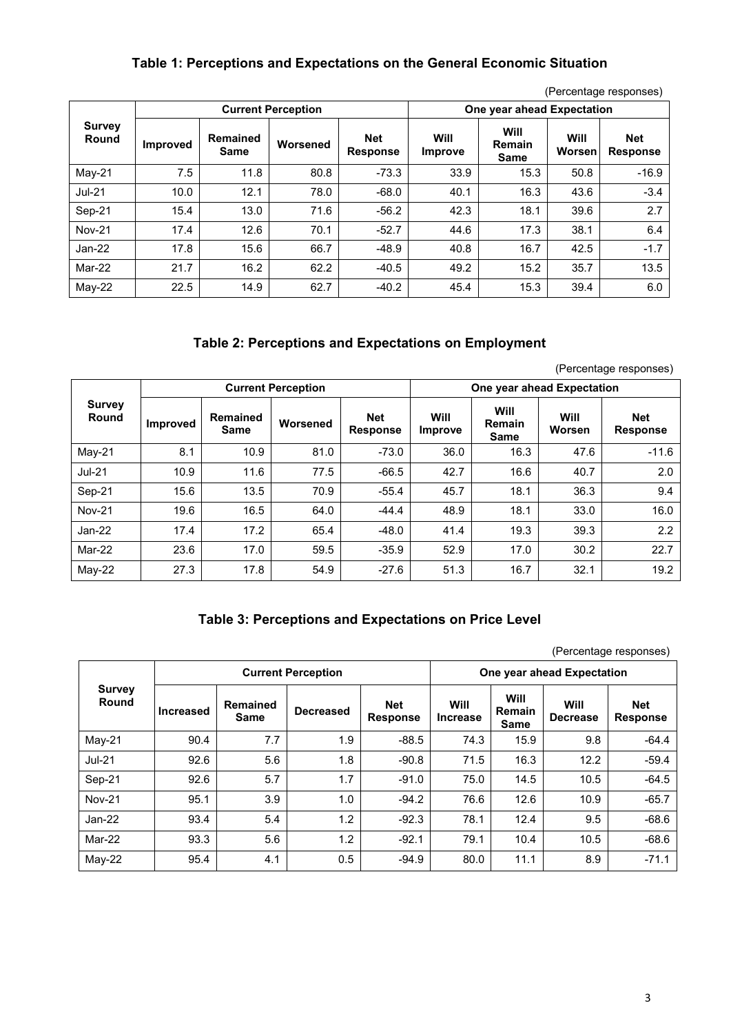## Table 1: Perceptions and Expectations on the General Economic Situation

(Percentage responses)

| Survey Round | Current Perception | | | | One year ahead Expectation | | | |
|---|---|---|---|---|---|---|---|---|
| | Improved | Remained Same | Worsened | Net Response | Will Improve | Will Remain Same | Will Worsen | Net Response |
| May-21 | 7.5 | 11.8 | 80.8 | -73.3 | 33.9 | 15.3 | 50.8 | -16.9 |
| Jul-21 | 10.0 | 12.1 | 78.0 | -68.0 | 40.1 | 16.3 | 43.6 | -3.4 |
| Sep-21 | 15.4 | 13.0 | 71.6 | -56.2 | 42.3 | 18.1 | 39.6 | 2.7 |
| Nov-21 | 17.4 | 12.6 | 70.1 | -52.7 | 44.6 | 17.3 | 38.1 | 6.4 |
| Jan-22 | 17.8 | 15.6 | 66.7 | -48.9 | 40.8 | 16.7 | 42.5 | -1.7 |
| Mar-22 | 21.7 | 16.2 | 62.2 | -40.5 | 49.2 | 15.2 | 35.7 | 13.5 |
| May-22 | 22.5 | 14.9 | 62.7 | -40.2 | 45.4 | 15.3 | 39.4 | 6.0 |

## Table 2: Perceptions and Expectations on Employment

(Percentage responses)

| Survey Round | Current Perception | | | | One year ahead Expectation | | | |
|---|---|---|---|---|---|---|---|---|
| | Improved | Remained Same | Worsened | Net Response | Will Improve | Will Remain Same | Will Worsen | Net Response |
| May-21 | 8.1 | 10.9 | 81.0 | -73.0 | 36.0 | 16.3 | 47.6 | -11.6 |
| Jul-21 | 10.9 | 11.6 | 77.5 | -66.5 | 42.7 | 16.6 | 40.7 | 2.0 |
| Sep-21 | 15.6 | 13.5 | 70.9 | -55.4 | 45.7 | 18.1 | 36.3 | 9.4 |
| Nov-21 | 19.6 | 16.5 | 64.0 | -44.4 | 48.9 | 18.1 | 33.0 | 16.0 |
| Jan-22 | 17.4 | 17.2 | 65.4 | -48.0 | 41.4 | 19.3 | 39.3 | 2.2 |
| Mar-22 | 23.6 | 17.0 | 59.5 | -35.9 | 52.9 | 17.0 | 30.2 | 22.7 |
| May-22 | 27.3 | 17.8 | 54.9 | -27.6 | 51.3 | 16.7 | 32.1 | 19.2 |

## Table 3: Perceptions and Expectations on Price Level

(Percentage responses)

| Survey Round | Current Perception | | | | One year ahead Expectation | | | |
|---|---|---|---|---|---|---|---|---|
| | Increased | Remained Same | Decreased | Net Response | Will Increase | Will Remain Same | Will Decrease | Net Response |
| May-21 | 90.4 | 7.7 | 1.9 | -88.5 | 74.3 | 15.9 | 9.8 | -64.4 |
| Jul-21 | 92.6 | 5.6 | 1.8 | -90.8 | 71.5 | 16.3 | 12.2 | -59.4 |
| Sep-21 | 92.6 | 5.7 | 1.7 | -91.0 | 75.0 | 14.5 | 10.5 | -64.5 |
| Nov-21 | 95.1 | 3.9 | 1.0 | -94.2 | 76.6 | 12.6 | 10.9 | -65.7 |
| Jan-22 | 93.4 | 5.4 | 1.2 | -92.3 | 78.1 | 12.4 | 9.5 | -68.6 |
| Mar-22 | 93.3 | 5.6 | 1.2 | -92.1 | 79.1 | 10.4 | 10.5 | -68.6 |
| May-22 | 95.4 | 4.1 | 0.5 | -94.9 | 80.0 | 11.1 | 8.9 | -71.1 |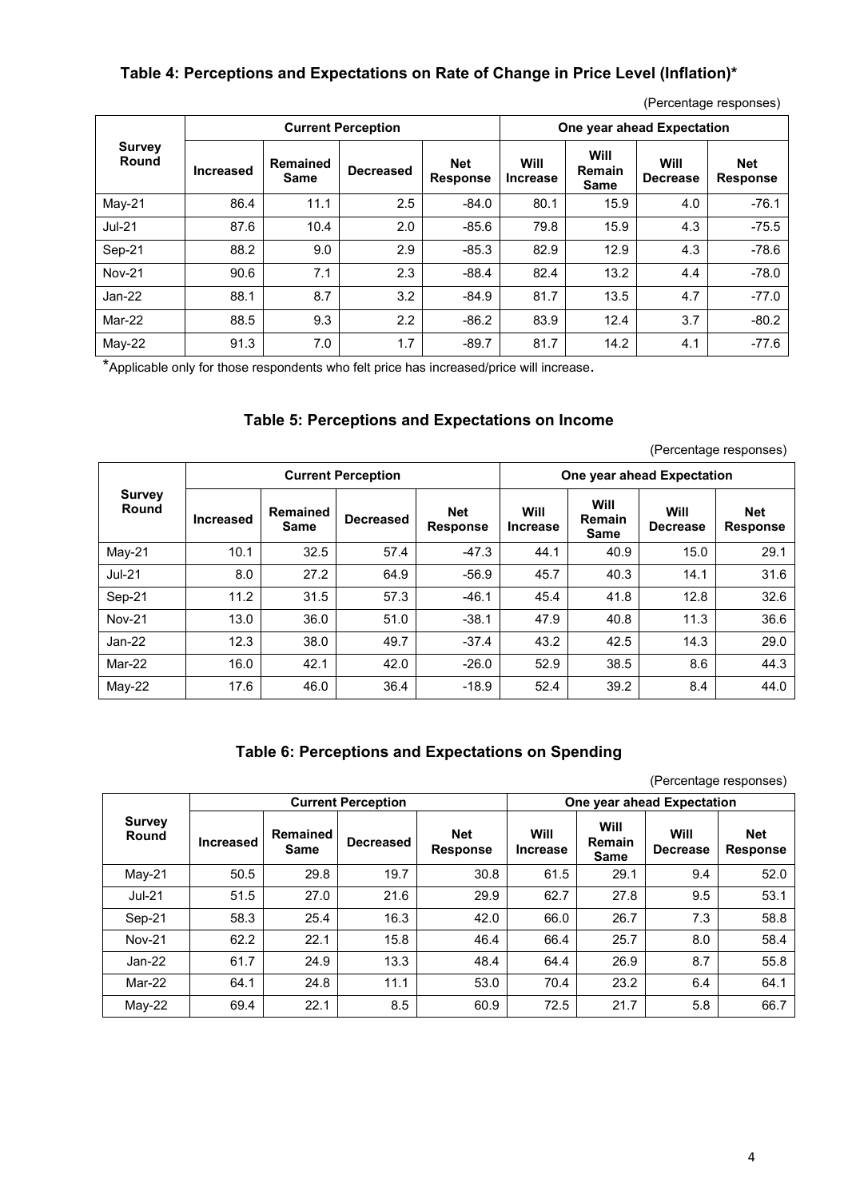### Table 4: Perceptions and Expectations on Rate of Change in Price Level (Inflation)*

(Percentage responses)

| Survey Round | Current Perception | | | | One year ahead Expectation | | | |
|---|---|---|---|---|---|---|---|---|
| | Increased | Remained Same | Decreased | Net Response | Will Increase | Will Remain Same | Will Decrease | Net Response |
| May-21 | 86.4 | 11.1 | 2.5 | -84.0 | 80.1 | 15.9 | 4.0 | -76.1 |
| Jul-21 | 87.6 | 10.4 | 2.0 | -85.6 | 79.8 | 15.9 | 4.3 | -75.5 |
| Sep-21 | 88.2 | 9.0 | 2.9 | -85.3 | 82.9 | 12.9 | 4.3 | -78.6 |
| Nov-21 | 90.6 | 7.1 | 2.3 | -88.4 | 82.4 | 13.2 | 4.4 | -78.0 |
| Jan-22 | 88.1 | 8.7 | 3.2 | -84.9 | 81.7 | 13.5 | 4.7 | -77.0 |
| Mar-22 | 88.5 | 9.3 | 2.2 | -86.2 | 83.9 | 12.4 | 3.7 | -80.2 |
| May-22 | 91.3 | 7.0 | 1.7 | -89.7 | 81.7 | 14.2 | 4.1 | -77.6 |

*Applicable only for those respondents who felt price has increased/price will increase.

### Table 5: Perceptions and Expectations on Income

(Percentage responses)

| Survey Round | Current Perception | | | | One year ahead Expectation | | | |
|---|---|---|---|---|---|---|---|---|
| | Increased | Remained Same | Decreased | Net Response | Will Increase | Will Remain Same | Will Decrease | Net Response |
| May-21 | 10.1 | 32.5 | 57.4 | -47.3 | 44.1 | 40.9 | 15.0 | 29.1 |
| Jul-21 | 8.0 | 27.2 | 64.9 | -56.9 | 45.7 | 40.3 | 14.1 | 31.6 |
| Sep-21 | 11.2 | 31.5 | 57.3 | -46.1 | 45.4 | 41.8 | 12.8 | 32.6 |
| Nov-21 | 13.0 | 36.0 | 51.0 | -38.1 | 47.9 | 40.8 | 11.3 | 36.6 |
| Jan-22 | 12.3 | 38.0 | 49.7 | -37.4 | 43.2 | 42.5 | 14.3 | 29.0 |
| Mar-22 | 16.0 | 42.1 | 42.0 | -26.0 | 52.9 | 38.5 | 8.6 | 44.3 |
| May-22 | 17.6 | 46.0 | 36.4 | -18.9 | 52.4 | 39.2 | 8.4 | 44.0 |

### Table 6: Perceptions and Expectations on Spending

(Percentage responses)

| Survey Round | Current Perception | | | | One year ahead Expectation | | | |
|---|---|---|---|---|---|---|---|---|
| | Increased | Remained Same | Decreased | Net Response | Will Increase | Will Remain Same | Will Decrease | Net Response |
| May-21 | 50.5 | 29.8 | 19.7 | 30.8 | 61.5 | 29.1 | 9.4 | 52.0 |
| Jul-21 | 51.5 | 27.0 | 21.6 | 29.9 | 62.7 | 27.8 | 9.5 | 53.1 |
| Sep-21 | 58.3 | 25.4 | 16.3 | 42.0 | 66.0 | 26.7 | 7.3 | 58.8 |
| Nov-21 | 62.2 | 22.1 | 15.8 | 46.4 | 66.4 | 25.7 | 8.0 | 58.4 |
| Jan-22 | 61.7 | 24.9 | 13.3 | 48.4 | 64.4 | 26.9 | 8.7 | 55.8 |
| Mar-22 | 64.1 | 24.8 | 11.1 | 53.0 | 70.4 | 23.2 | 6.4 | 64.1 |
| May-22 | 69.4 | 22.1 | 8.5 | 60.9 | 72.5 | 21.7 | 5.8 | 66.7 |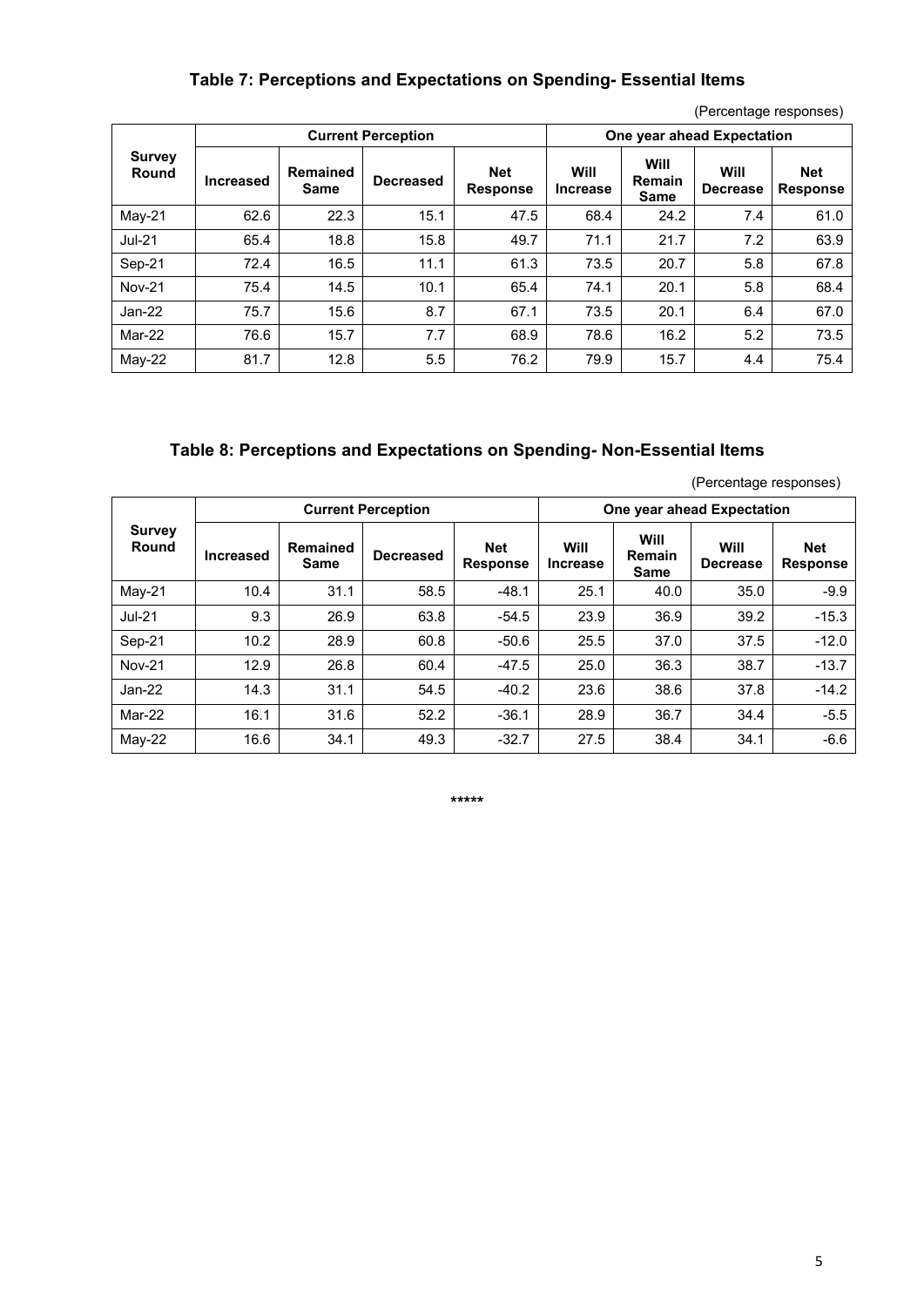## Table 7: Perceptions and Expectations on Spending- Essential Items

(Percentage responses)

| Survey Round | Current Perception | | | | One year ahead Expectation | | | |
|---|---|---|---|---|---|---|---|---|
| | Increased | Remained Same | Decreased | Net Response | Will Increase | Will Remain Same | Will Decrease | Net Response |
| May-21 | 62.6 | 22.3 | 15.1 | 47.5 | 68.4 | 24.2 | 7.4 | 61.0 |
| Jul-21 | 65.4 | 18.8 | 15.8 | 49.7 | 71.1 | 21.7 | 7.2 | 63.9 |
| Sep-21 | 72.4 | 16.5 | 11.1 | 61.3 | 73.5 | 20.7 | 5.8 | 67.8 |
| Nov-21 | 75.4 | 14.5 | 10.1 | 65.4 | 74.1 | 20.1 | 5.8 | 68.4 |
| Jan-22 | 75.7 | 15.6 | 8.7 | 67.1 | 73.5 | 20.1 | 6.4 | 67.0 |
| Mar-22 | 76.6 | 15.7 | 7.7 | 68.9 | 78.6 | 16.2 | 5.2 | 73.5 |
| May-22 | 81.7 | 12.8 | 5.5 | 76.2 | 79.9 | 15.7 | 4.4 | 75.4 |

## Table 8: Perceptions and Expectations on Spending- Non-Essential Items

(Percentage responses)

| Survey Round | Current Perception | | | | One year ahead Expectation | | | |
|---|---|---|---|---|---|---|---|---|
| | Increased | Remained Same | Decreased | Net Response | Will Increase | Will Remain Same | Will Decrease | Net Response |
| May-21 | 10.4 | 31.1 | 58.5 | -48.1 | 25.1 | 40.0 | 35.0 | -9.9 |
| Jul-21 | 9.3 | 26.9 | 63.8 | -54.5 | 23.9 | 36.9 | 39.2 | -15.3 |
| Sep-21 | 10.2 | 28.9 | 60.8 | -50.6 | 25.5 | 37.0 | 37.5 | -12.0 |
| Nov-21 | 12.9 | 26.8 | 60.4 | -47.5 | 25.0 | 36.3 | 38.7 | -13.7 |
| Jan-22 | 14.3 | 31.1 | 54.5 | -40.2 | 23.6 | 38.6 | 37.8 | -14.2 |
| Mar-22 | 16.1 | 31.6 | 52.2 | -36.1 | 28.9 | 36.7 | 34.4 | -5.5 |
| May-22 | 16.6 | 34.1 | 49.3 | -32.7 | 27.5 | 38.4 | 34.1 | -6.6 |

*****